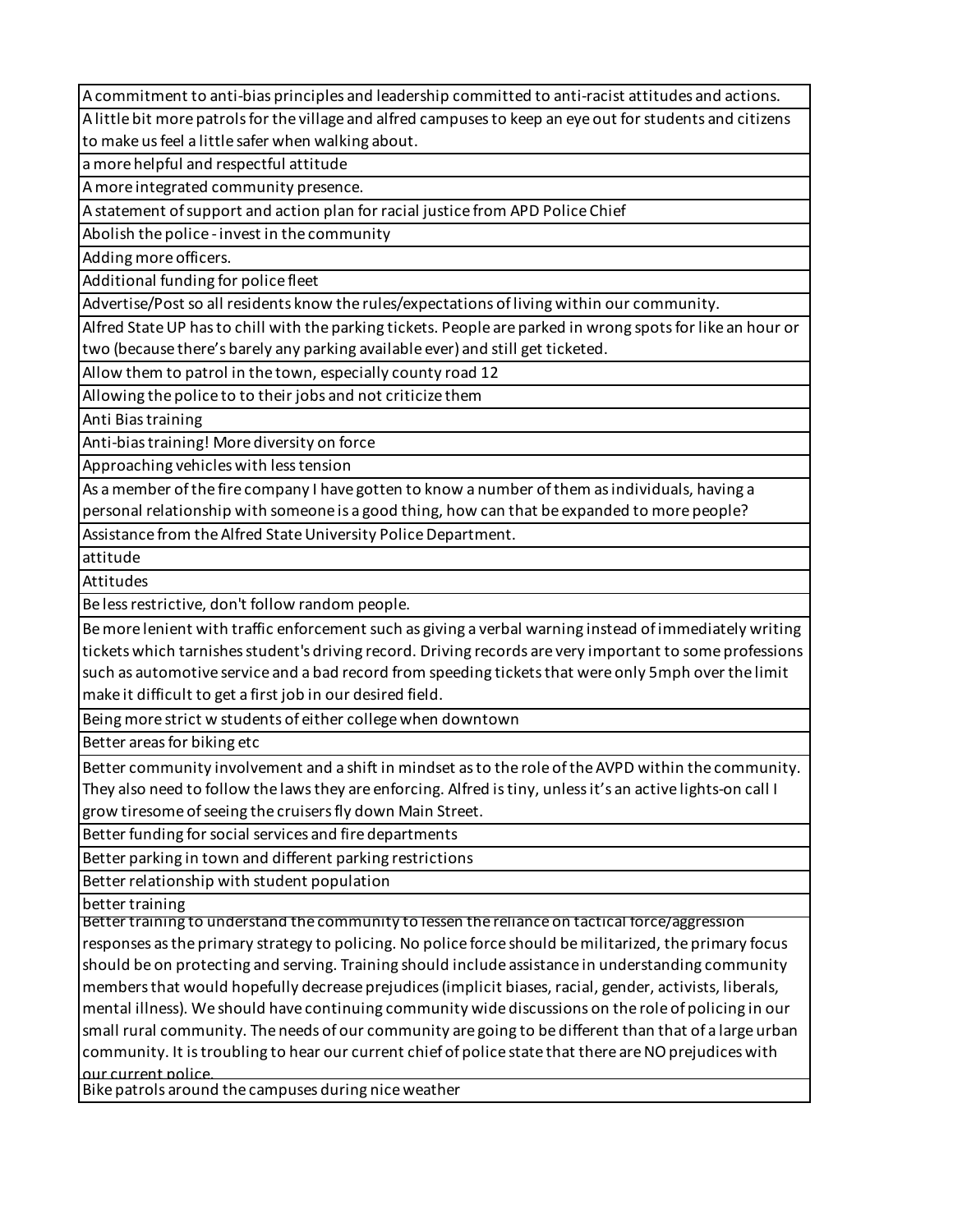| |
|---|
| A commitment to anti-bias principles and leadership committed to anti-racist attitudes and actions. |
| A little bit more patrols for the village and alfred campuses to keep an eye out for students and citizens to make us feel a little safer when walking about. |
| a more helpful and respectful attitude |
| A more integrated community presence. |
| A statement of support and action plan for racial justice from APD Police Chief |
| Abolish the police - invest in the community |
| Adding more officers. |
| Additional funding for police fleet |
| Advertise/Post so all residents know the rules/expectations of living within our community. |
| Alfred State UP has to chill with the parking tickets. People are parked in wrong spots for like an hour or two (because there's barely any parking available ever) and still get ticketed. |
| Allow them to patrol in the town, especially county road 12 |
| Allowing the police to to their jobs and not criticize them |
| Anti Bias training |
| Anti-bias training! More diversity on force |
| Approaching vehicles with less tension |
| As a member of the fire company I have gotten to know a number of them as individuals, having a personal relationship with someone is a good thing, how can that be expanded to more people? |
| Assistance from the Alfred State University Police Department. |
| attitude |
| Attitudes |
| Be less restrictive, don't follow random people. |
| Be more lenient with traffic enforcement such as giving a verbal warning instead of immediately writing tickets which tarnishes student's driving record. Driving records are very important to some professions such as automotive service and a bad record from speeding tickets that were only 5mph over the limit make it difficult to get a first job in our desired field. |
| Being more strict w students of either college when downtown |
| Better areas for biking etc |
| Better community involvement and a shift in mindset as to the role of the AVPD within the community. They also need to follow the laws they are enforcing. Alfred is tiny, unless it's an active lights-on call I grow tiresome of seeing the cruisers fly down Main Street. |
| Better funding for social services and fire departments |
| Better parking in town and different parking restrictions |
| Better relationship with student population |
| better training |
| Better training to understand the community to lessen the reliance on tactical force/aggression responses as the primary strategy to policing. No police force should be militarized, the primary focus should be on protecting and serving. Training should include assistance in understanding community members that would hopefully decrease prejudices (implicit biases, racial, gender, activists, liberals, mental illness). We should have continuing community wide discussions on the role of policing in our small rural community. The needs of our community are going to be different than that of a large urban community. It is troubling to hear our current chief of police state that there are NO prejudices with our current police. |
| Bike patrols around the campuses during nice weather |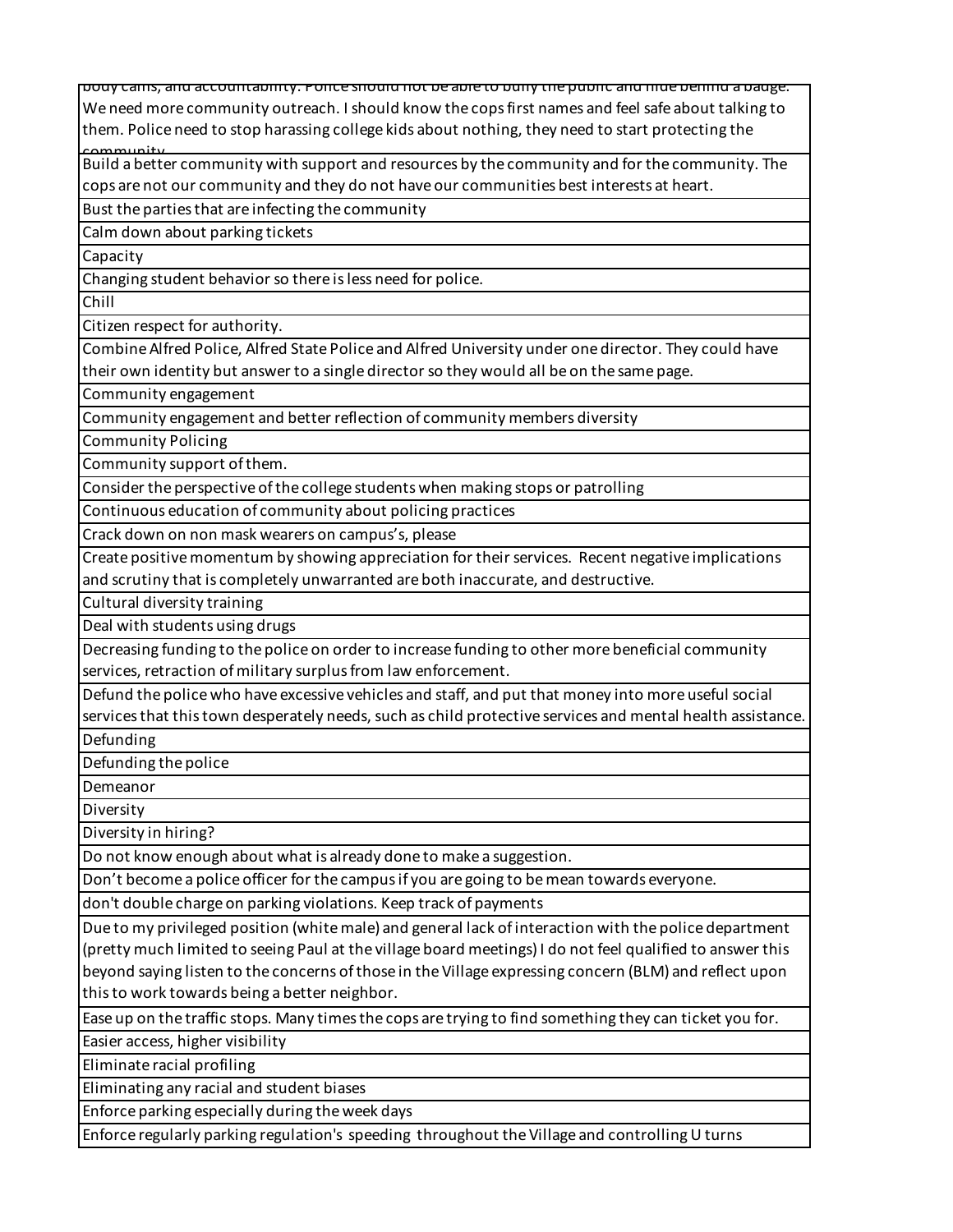| |
|---|
| body cams, and accountability. Police should not be able to bully the public and hide behind a badge. We need more community outreach. I should know the cops first names and feel safe about talking to them. Police need to stop harassing college kids about nothing, they need to start protecting the community |
| Build a better community with support and resources by the community and for the community. The cops are not our community and they do not have our communities best interests at heart. |
| Bust the parties that are infecting the community |
| Calm down about parking tickets |
| Capacity |
| Changing student behavior so there is less need for police. |
| Chill |
| Citizen respect for authority. |
| Combine Alfred Police, Alfred State Police and Alfred University under one director. They could have their own identity but answer to a single director so they would all be on the same page. |
| Community engagement |
| Community engagement and better reflection of community members diversity |
| Community Policing |
| Community support of them. |
| Consider the perspective of the college students when making stops or patrolling |
| Continuous education of community about policing practices |
| Crack down on non mask wearers on campus's, please |
| Create positive momentum by showing appreciation for their services. Recent negative implications and scrutiny that is completely unwarranted are both inaccurate, and destructive. |
| Cultural diversity training |
| Deal with students using drugs |
| Decreasing funding to the police on order to increase funding to other more beneficial community services, retraction of military surplus from law enforcement. |
| Defund the police who have excessive vehicles and staff, and put that money into more useful social services that this town desperately needs, such as child protective services and mental health assistance. |
| Defunding |
| Defunding the police |
| Demeanor |
| Diversity |
| Diversity in hiring? |
| Do not know enough about what is already done to make a suggestion. |
| Don't become a police officer for the campus if you are going to be mean towards everyone. |
| don't double charge on parking violations. Keep track of payments |
| Due to my privileged position (white male) and general lack of interaction with the police department (pretty much limited to seeing Paul at the village board meetings) I do not feel qualified to answer this beyond saying listen to the concerns of those in the Village expressing concern (BLM) and reflect upon this to work towards being a better neighbor. |
| Ease up on the traffic stops. Many times the cops are trying to find something they can ticket you for. |
| Easier access, higher visibility |
| Eliminate racial profiling |
| Eliminating any racial and student biases |
| Enforce parking especially during the week days |
| Enforce regularly parking regulation's speeding throughout the Village and controlling U turns |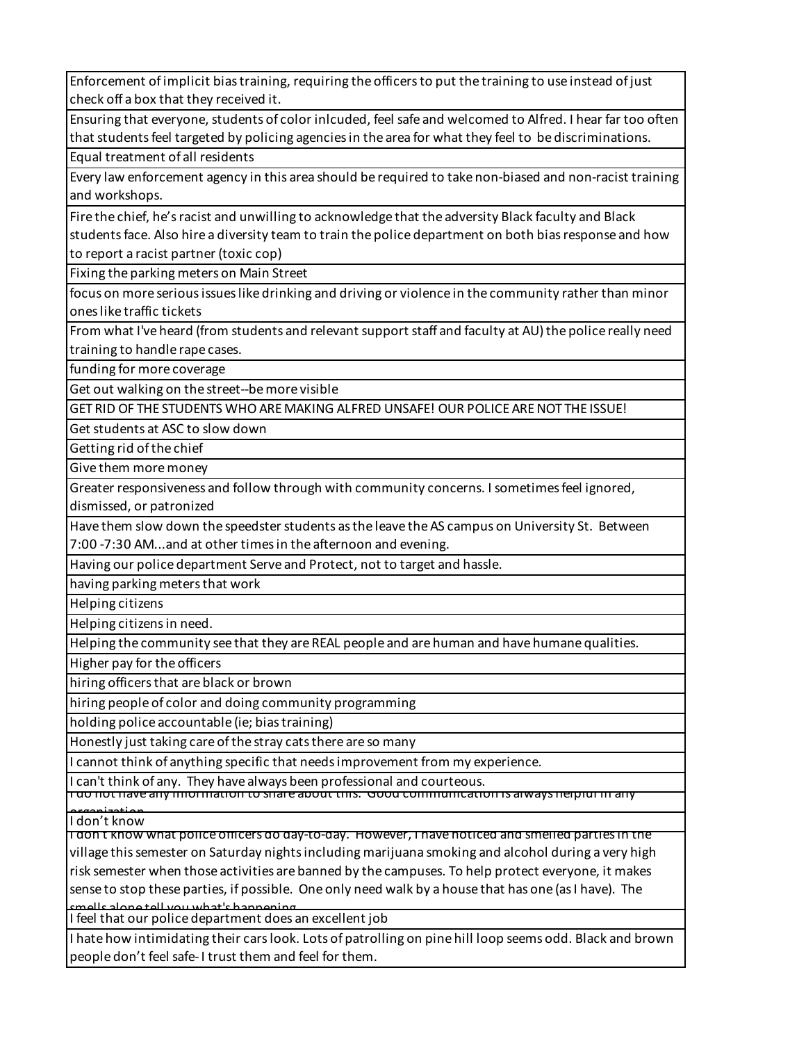| |
|---|
| Enforcement of implicit bias training, requiring the officers to put the training to use instead of just check off a box that they received it. |
| Ensuring that everyone, students of color inlcuded, feel safe and welcomed to Alfred. I hear far too often that students feel targeted by policing agencies in the area for what they feel to be discriminations. |
| Equal treatment of all residents |
| Every law enforcement agency in this area should be required to take non-biased and non-racist training and workshops. |
| Fire the chief, he's racist and unwilling to acknowledge that the adversity Black faculty and Black students face. Also hire a diversity team to train the police department on both bias response and how to report a racist partner (toxic cop) |
| Fixing the parking meters on Main Street |
| focus on more serious issues like drinking and driving or violence in the community rather than minor ones like traffic tickets |
| From what I've heard (from students and relevant support staff and faculty at AU) the police really need training to handle rape cases. |
| funding for more coverage |
| Get out walking on the street--be more visible |
| GET RID OF THE STUDENTS WHO ARE MAKING ALFRED UNSAFE! OUR POLICE ARE NOT THE ISSUE! |
| Get students at ASC to slow down |
| Getting rid of the chief |
| Give them more money |
| Greater responsiveness and follow through with community concerns. I sometimes feel ignored, dismissed, or patronized |
| Have them slow down the speedster students as the leave the AS campus on University St. Between 7:00 -7:30 AM...and at other times in the afternoon and evening. |
| Having our police department Serve and Protect, not to target and hassle. |
| having parking meters that work |
| Helping citizens |
| Helping citizens in need. |
| Helping the community see that they are REAL people and are human and have humane qualities. |
| Higher pay for the officers |
| hiring officers that are black or brown |
| hiring people of color and doing community programming |
| holding police accountable (ie; bias training) |
| Honestly just taking care of the stray cats there are so many |
| I cannot think of anything specific that needs improvement from my experience. |
| I can't think of any. They have always been professional and courteous. |
| I do not have any information to share about this. Good communication is always helpful in any organization |
| I don't know |
| I don't know what police officers do day-to-day. However, I have noticed and smelled parties in the village this semester on Saturday nights including marijuana smoking and alcohol during a very high risk semester when those activities are banned by the campuses. To help protect everyone, it makes sense to stop these parties, if possible. One only need walk by a house that has one (as I have). The smells alone tell you what's happening |
| I feel that our police department does an excellent job |
| I hate how intimidating their cars look. Lots of patrolling on pine hill loop seems odd. Black and brown people don't feel safe- I trust them and feel for them. |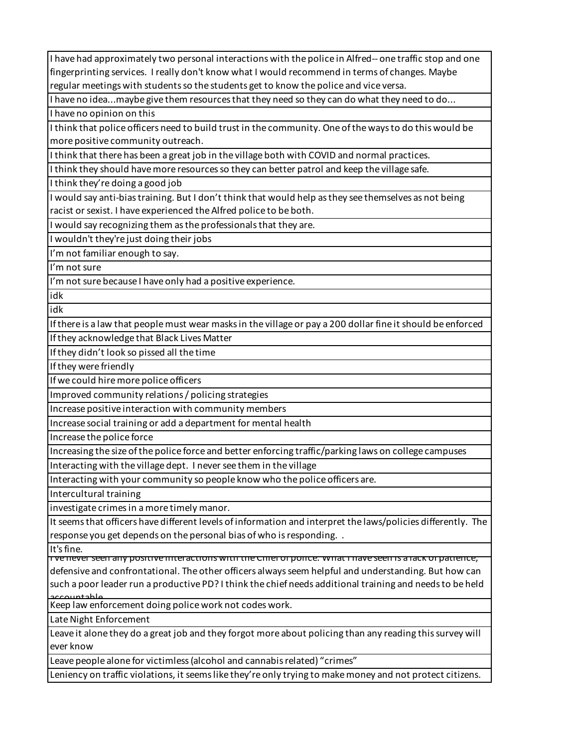| |
|---|
| I have had approximately two personal interactions with the police in Alfred-- one traffic stop and one fingerprinting services. I really don't know what I would recommend in terms of changes. Maybe regular meetings with students so the students get to know the police and vice versa. |
| I have no idea...maybe give them resources that they need so they can do what they need to do... |
| I have no opinion on this |
| I think that police officers need to build trust in the community. One of the ways to do this would be more positive community outreach. |
| I think that there has been a great job in the village both with COVID and normal practices. |
| I think they should have more resources so they can better patrol and keep the village safe. |
| I think they're doing a good job |
| I would say anti-bias training. But I don't think that would help as they see themselves as not being racist or sexist. I have experienced the Alfred police to be both. |
| I would say recognizing them as the professionals that they are. |
| I wouldn't they're just doing their jobs |
| I'm not familiar enough to say. |
| I'm not sure |
| I'm not sure because I have only had a positive experience. |
| idk |
| idk |
| If there is a law that people must wear masks in the village or pay a 200 dollar fine it should be enforced |
| If they acknowledge that Black Lives Matter |
| If they didn't look so pissed all the time |
| If they were friendly |
| If we could hire more police officers |
| Improved community relations / policing strategies |
| Increase positive interaction with community members |
| Increase social training or add a department for mental health |
| Increase the police force |
| Increasing the size of the police force and better enforcing traffic/parking laws on college campuses |
| Interacting with the village dept. I never see them in the village |
| Interacting with your community so people know who the police officers are. |
| Intercultural training |
| investigate crimes in a more timely manor. |
| It seems that officers have different levels of information and interpret the laws/policies differently. The response you get depends on the personal bias of who is responding. . |
| It's fine. |
| I've never seen any positive interactions with the Chief of police. What I have seen is a lack of patience, defensive and confrontational. The other officers always seem helpful and understanding. But how can such a poor leader run a productive PD? I think the chief needs additional training and needs to be held accountable |
| Keep law enforcement doing police work not codes work. |
| Late Night Enforcement |
| Leave it alone they do a great job and they forgot more about policing than any reading this survey will ever know |
| Leave people alone for victimless (alcohol and cannabis related) "crimes" |
| Leniency on traffic violations, it seems like they're only trying to make money and not protect citizens. |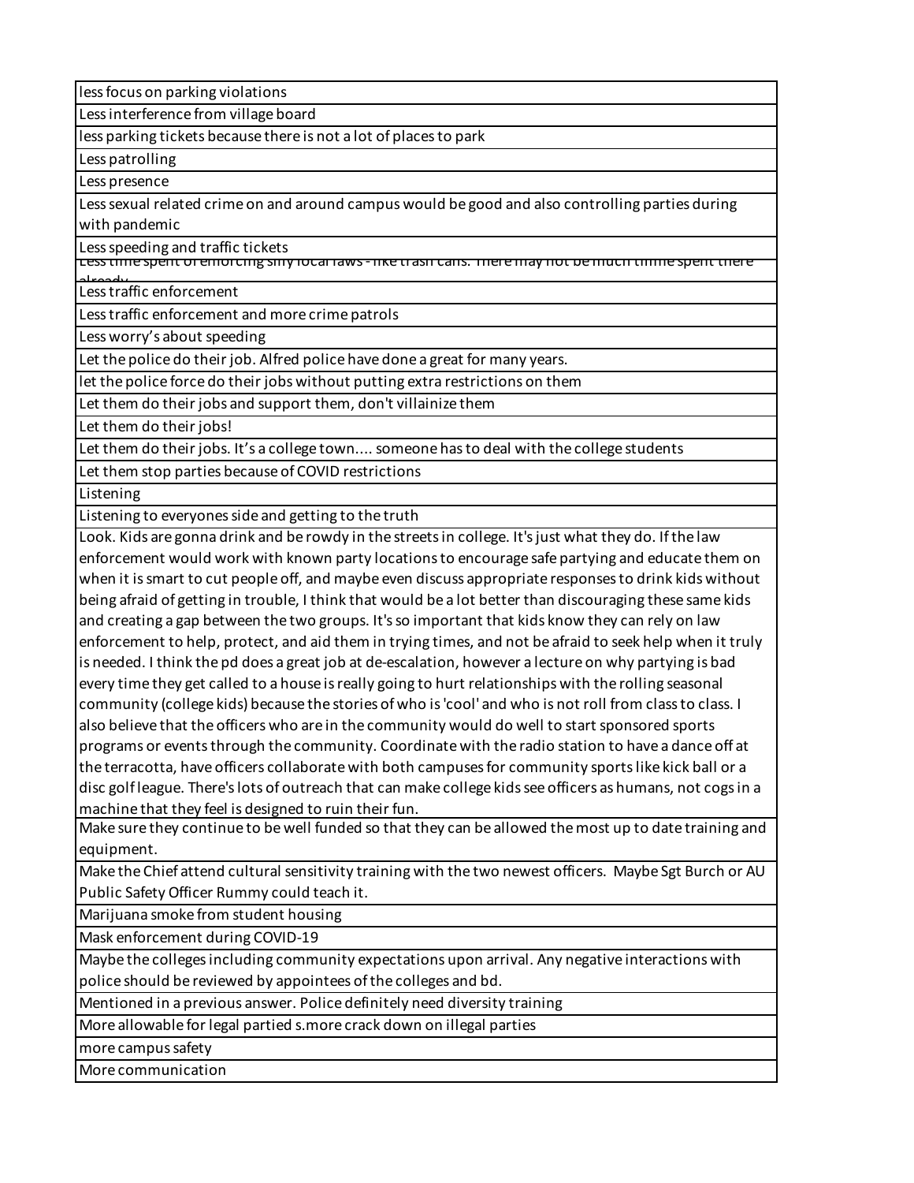| |
|---|
| less focus on parking violations |
| Less interference from village board |
| less parking tickets because there is not a lot of places to park |
| Less patrolling |
| Less presence |
| Less sexual related crime on and around campus would be good and also controlling parties during with pandemic |
| Less speeding and traffic tickets |
| Less time spent of enforcing silly local laws - like trash cans. There may not be much timme spent there already |
| Less traffic enforcement |
| Less traffic enforcement and more crime patrols |
| Less worry's about speeding |
| Let the police do their job. Alfred police have done a great for many years. |
| let the police force do their jobs without putting extra restrictions on them |
| Let them do their jobs and support them, don't villainize them |
| Let them do their jobs! |
| Let them do their jobs. It's a college town.... someone has to deal with the college students |
| Let them stop parties because of COVID restrictions |
| Listening |
| Listening to everyones side and getting to the truth |
| Look. Kids are gonna drink and be rowdy in the streets in college. It's just what they do. If the law enforcement would work with known party locations to encourage safe partying and educate them on when it is smart to cut people off, and maybe even discuss appropriate responses to drink kids without being afraid of getting in trouble, I think that would be a lot better than discouraging these same kids and creating a gap between the two groups. It's so important that kids know they can rely on law enforcement to help, protect, and aid them in trying times, and not be afraid to seek help when it truly is needed. I think the pd does a great job at de-escalation, however a lecture on why partying is bad every time they get called to a house is really going to hurt relationships with the rolling seasonal community (college kids) because the stories of who is 'cool' and who is not roll from class to class. I also believe that the officers who are in the community would do well to start sponsored sports programs or events through the community. Coordinate with the radio station to have a dance off at the terracotta, have officers collaborate with both campuses for community sports like kick ball or a disc golf league. There's lots of outreach that can make college kids see officers as humans, not cogs in a machine that they feel is designed to ruin their fun. |
| Make sure they continue to be well funded so that they can be allowed the most up to date training and equipment. |
| Make the Chief attend cultural sensitivity training with the two newest officers. Maybe Sgt Burch or AU Public Safety Officer Rummy could teach it. |
| Marijuana smoke from student housing |
| Mask enforcement during COVID-19 |
| Maybe the colleges including community expectations upon arrival. Any negative interactions with police should be reviewed by appointees of the colleges and bd. |
| Mentioned in a previous answer. Police definitely need diversity training |
| More allowable for legal partied s.more crack down on illegal parties |
| more campus safety |
| More communication |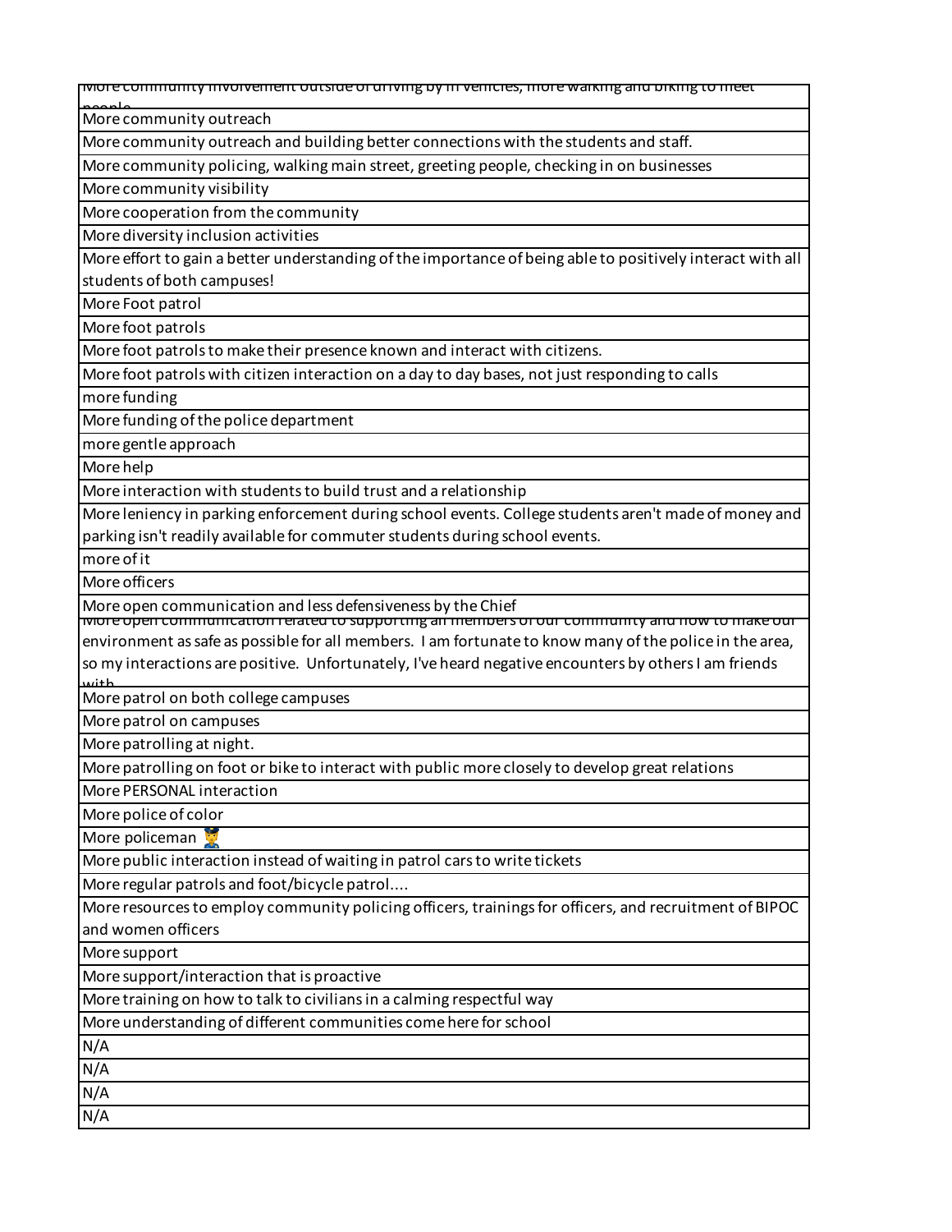| More community involvement outside of driving by in vehicles, more walking and biking to meet people |
| --- |
| More community outreach |
| More community outreach and building better connections with the students and staff. |
| More community policing, walking main street, greeting people, checking in on businesses |
| More community visibility |
| More cooperation from the community |
| More diversity inclusion activities |
| More effort to gain a better understanding of the importance of being able to positively interact with all students of both campuses! |
| More Foot patrol |
| More foot patrols |
| More foot patrols to make their presence known and interact with citizens. |
| More foot patrols with citizen interaction on a day to day bases, not just responding to calls |
| more funding |
| More funding of the police department |
| more gentle approach |
| More help |
| More interaction with students to build trust and a relationship |
| More leniency in parking enforcement during school events. College students aren't made of money and parking isn't readily available for commuter students during school events. |
| more of it |
| More officers |
| More open communication and less defensiveness by the Chief |
| More open communication related to supporting all members of our community and how to make our environment as safe as possible for all members. I am fortunate to know many of the police in the area, so my interactions are positive. Unfortunately, I've heard negative encounters by others I am friends with |
| More patrol on both college campuses |
| More patrol on campuses |
| More patrolling at night. |
| More patrolling on foot or bike to interact with public more closely to develop great relations |
| More PERSONAL interaction |
| More police of color |
| More policeman 👮 |
| More public interaction instead of waiting in patrol cars to write tickets |
| More regular patrols and foot/bicycle patrol.... |
| More resources to employ community policing officers, trainings for officers, and recruitment of BIPOC and women officers |
| More support |
| More support/interaction that is proactive |
| More training on how to talk to civilians in a calming respectful way |
| More understanding of different communities come here for school |
| N/A |
| N/A |
| N/A |
| N/A |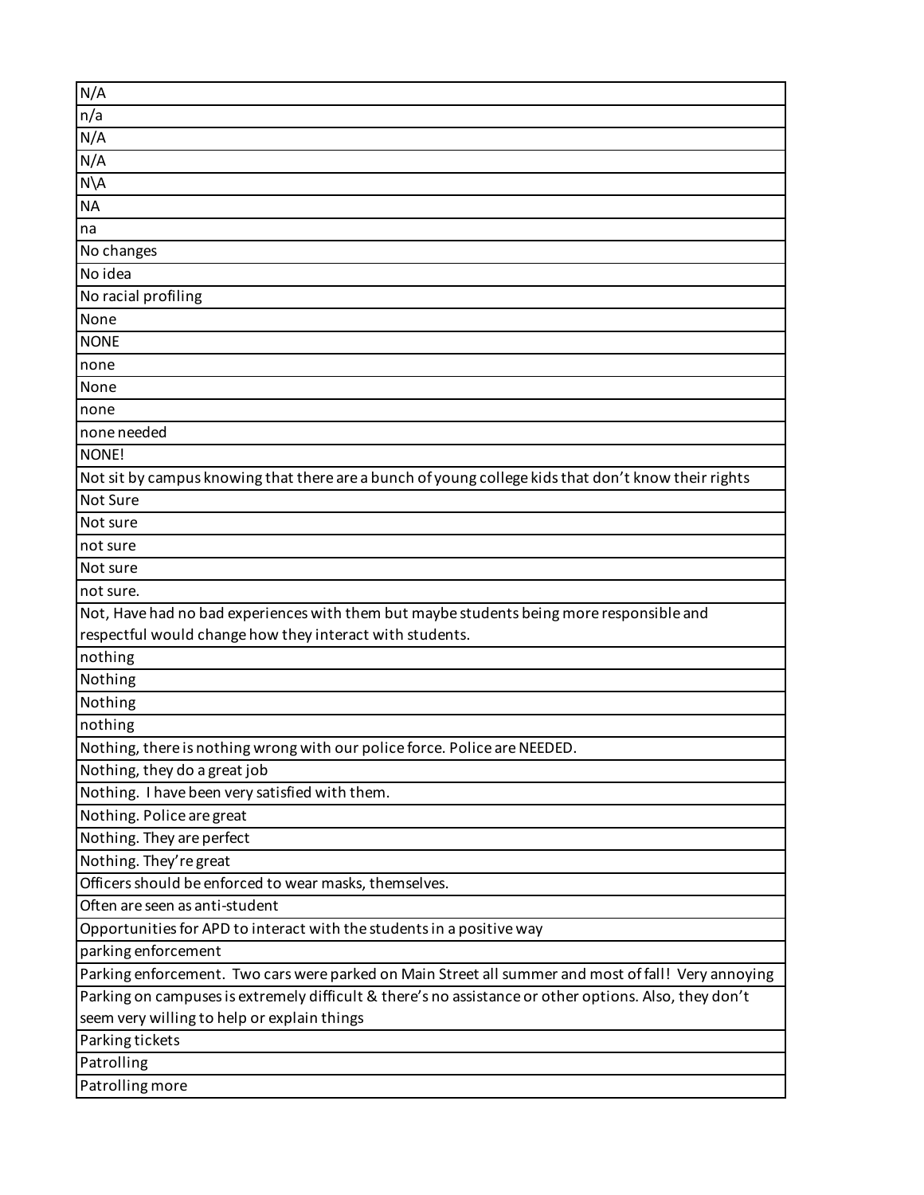| N/A |
|---|
| n/a |
| N/A |
| N/A |
| N\A |
| NA |
| na |
| No changes |
| No idea |
| No racial profiling |
| None |
| NONE |
| none |
| None |
| none |
| none needed |
| NONE! |
| Not sit by campus knowing that there are a bunch of young college kids that don't know their rights |
| Not Sure |
| Not sure |
| not sure |
| Not sure |
| not sure. |
| Not, Have had no bad experiences with them but maybe students being more responsible and respectful would change how they interact with students. |
| nothing |
| Nothing |
| Nothing |
| nothing |
| Nothing, there is nothing wrong with our police force. Police are NEEDED. |
| Nothing, they do a great job |
| Nothing. I have been very satisfied with them. |
| Nothing. Police are great |
| Nothing. They are perfect |
| Nothing. They're great |
| Officers should be enforced to wear masks, themselves. |
| Often are seen as anti-student |
| Opportunities for APD to interact with the students in a positive way |
| parking enforcement |
| Parking enforcement. Two cars were parked on Main Street all summer and most of fall! Very annoying |
| Parking on campuses is extremely difficult & there's no assistance or other options. Also, they don't seem very willing to help or explain things |
| Parking tickets |
| Patrolling |
| Patrolling more |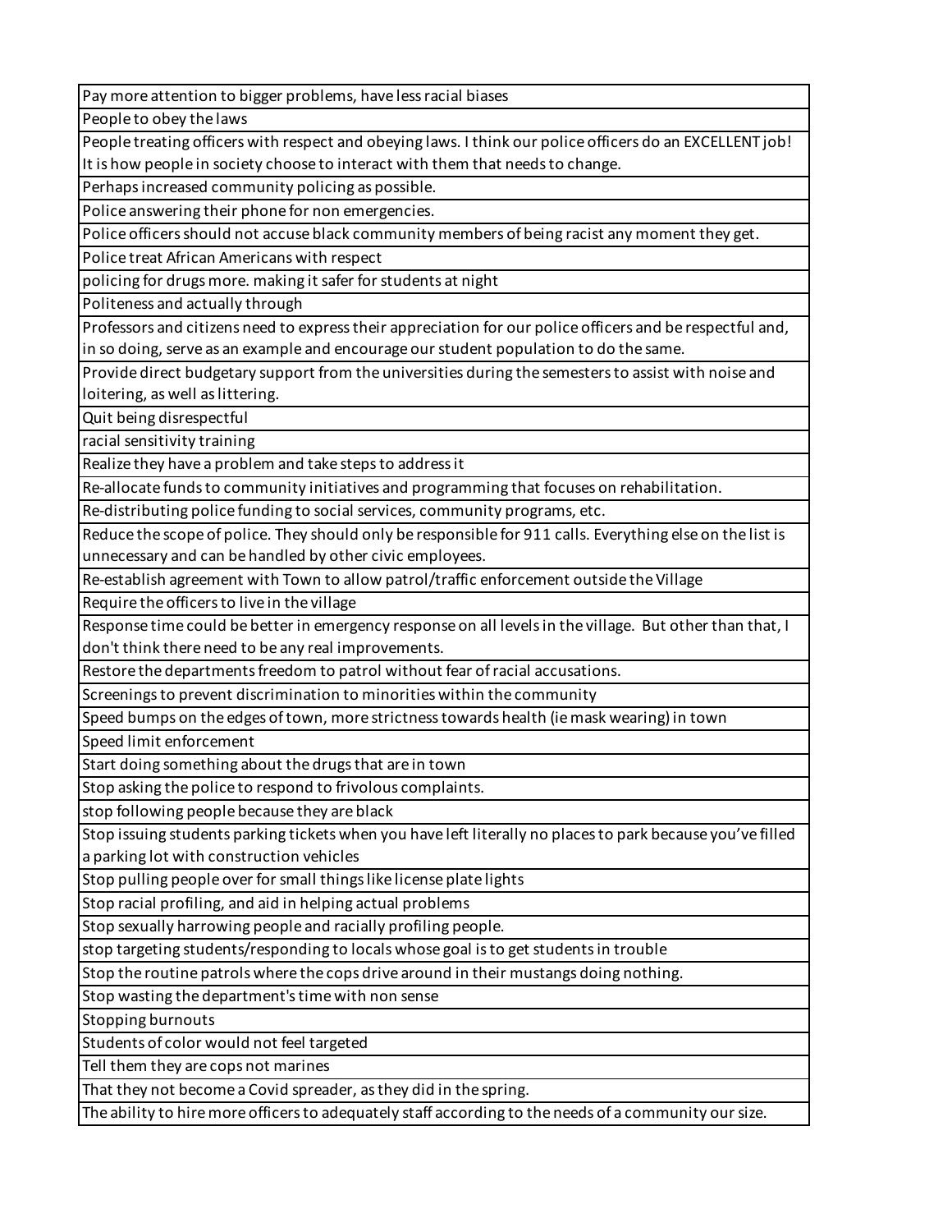| |
|---|
| Pay more attention to bigger problems, have less racial biases |
| People to obey the laws |
| People treating officers with respect and obeying laws. I think our police officers do an EXCELLENT job! It is how people in society choose to interact with them that needs to change. |
| Perhaps increased community policing as possible. |
| Police answering their phone for non emergencies. |
| Police officers should not accuse black community members of being racist any moment they get. |
| Police treat African Americans with respect |
| policing for drugs more. making it safer for students at night |
| Politeness and actually through |
| Professors and citizens need to express their appreciation for our police officers and be respectful and, in so doing, serve as an example and encourage our student population to do the same. |
| Provide direct budgetary support from the universities during the semesters to assist with noise and loitering, as well as littering. |
| Quit being disrespectful |
| racial sensitivity training |
| Realize they have a problem and take steps to address it |
| Re-allocate funds to community initiatives and programming that focuses on rehabilitation. |
| Re-distributing police funding to social services, community programs, etc. |
| Reduce the scope of police. They should only be responsible for 911 calls. Everything else on the list is unnecessary and can be handled by other civic employees. |
| Re-establish agreement with Town to allow patrol/traffic enforcement outside the Village |
| Require the officers to live in the village |
| Response time could be better in emergency response on all levels in the village. But other than that, I don't think there need to be any real improvements. |
| Restore the departments freedom to patrol without fear of racial accusations. |
| Screenings to prevent discrimination to minorities within the community |
| Speed bumps on the edges of town, more strictness towards health (ie mask wearing) in town |
| Speed limit enforcement |
| Start doing something about the drugs that are in town |
| Stop asking the police to respond to frivolous complaints. |
| stop following people because they are black |
| Stop issuing students parking tickets when you have left literally no places to park because you've filled a parking lot with construction vehicles |
| Stop pulling people over for small things like license plate lights |
| Stop racial profiling, and aid in helping actual problems |
| Stop sexually harrowing people and racially profiling people. |
| stop targeting students/responding to locals whose goal is to get students in trouble |
| Stop the routine patrols where the cops drive around in their mustangs doing nothing. |
| Stop wasting the department's time with non sense |
| Stopping burnouts |
| Students of color would not feel targeted |
| Tell them they are cops not marines |
| That they not become a Covid spreader, as they did in the spring. |
| The ability to hire more officers to adequately staff according to the needs of a community our size. |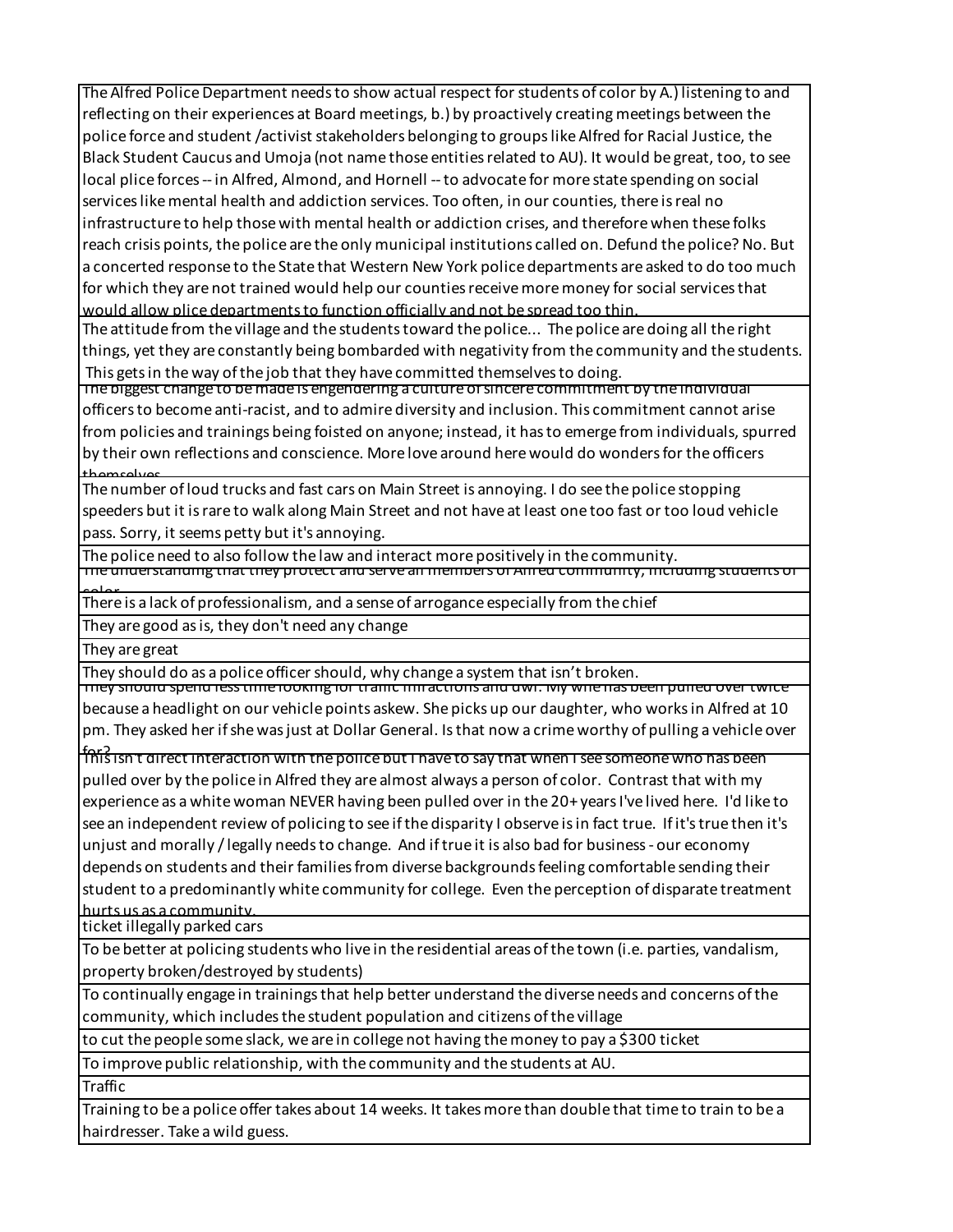| |
|---|
| The Alfred Police Department needs to show actual respect for students of color by A.) listening to and reflecting on their experiences at Board meetings, b.) by proactively creating meetings between the police force and student /activist stakeholders belonging to groups like Alfred for Racial Justice, the Black Student Caucus and Umoja (not name those entities related to AU). It would be great, too, to see local plice forces -- in Alfred, Almond, and Hornell -- to advocate for more state spending on social services like mental health and addiction services. Too often, in our counties, there is real no infrastructure to help those with mental health or addiction crises, and therefore when these folks reach crisis points, the police are the only municipal institutions called on. Defund the police? No. But a concerted response to the State that Western New York police departments are asked to do too much for which they are not trained would help our counties receive more money for social services that would allow plice departments to function officially and not be spread too thin. |
| The attitude from the village and the students toward the police... The police are doing all the right things, yet they are constantly being bombarded with negativity from the community and the students. This gets in the way of the job that they have committed themselves to doing. |
| The biggest change to be made is engendering a culture of sincere commitment by the individual officers to become anti-racist, and to admire diversity and inclusion. This commitment cannot arise from policies and trainings being foisted on anyone; instead, it has to emerge from individuals, spurred by their own reflections and conscience. More love around here would do wonders for the officers themselves. |
| The number of loud trucks and fast cars on Main Street is annoying. I do see the police stopping speeders but it is rare to walk along Main Street and not have at least one too fast or too loud vehicle pass. Sorry, it seems petty but it's annoying. |
| The police need to also follow the law and interact more positively in the community. |
| The understanding that they protect and serve all members of Alfred community, including students of color |
| There is a lack of professionalism, and a sense of arrogance especially from the chief |
| They are good as is, they don't need any change |
| They are great |
| They should do as a police officer should, why change a system that isn't broken. |
| They should spend less time looking for traffic infractions and dwi. My wife has been pulled over twice because a headlight on our vehicle points askew. She picks up our daughter, who works in Alfred at 10 pm. They asked her if she was just at Dollar General. Is that now a crime worthy of pulling a vehicle over for? |
| This isn't direct interaction with the police but I have to say that when I see someone who has been pulled over by the police in Alfred they are almost always a person of color. Contrast that with my experience as a white woman NEVER having been pulled over in the 20+ years I've lived here. I'd like to see an independent review of policing to see if the disparity I observe is in fact true. If it's true then it's unjust and morally / legally needs to change. And if true it is also bad for business - our economy depends on students and their families from diverse backgrounds feeling comfortable sending their student to a predominantly white community for college. Even the perception of disparate treatment hurts us as a community. |
| ticket illegally parked cars |
| To be better at policing students who live in the residential areas of the town (i.e. parties, vandalism, property broken/destroyed by students) |
| To continually engage in trainings that help better understand the diverse needs and concerns of the community, which includes the student population and citizens of the village |
| to cut the people some slack, we are in college not having the money to pay a $300 ticket |
| To improve public relationship, with the community and the students at AU. |
| Traffic |
| Training to be a police offer takes about 14 weeks. It takes more than double that time to train to be a hairdresser. Take a wild guess. |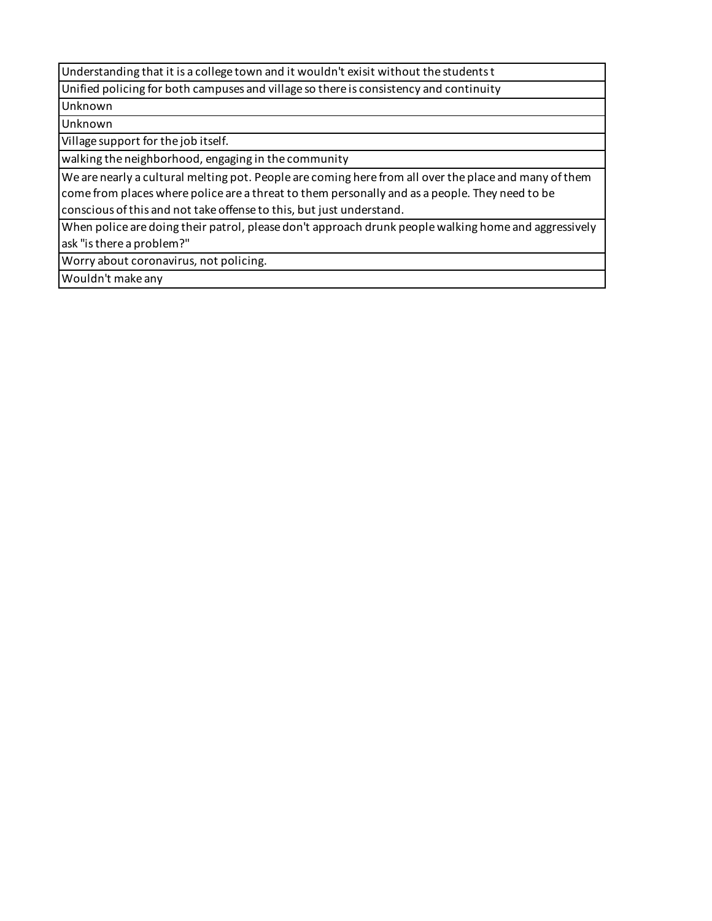| |
|---|
| Understanding that it is a college town and it wouldn't exisit without the students t |
| Unified policing for both campuses and village so there is consistency and continuity |
| Unknown |
| Unknown |
| Village support for the job itself. |
| walking the neighborhood, engaging in the community |
| We are nearly a cultural melting pot. People are coming here from all over the place and many of them come from places where police are a threat to them personally and as a people. They need to be conscious of this and not take offense to this, but just understand. |
| When police are doing their patrol, please don't approach drunk people walking home and aggressively ask "is there a problem?" |
| Worry about coronavirus, not policing. |
| Wouldn't make any |